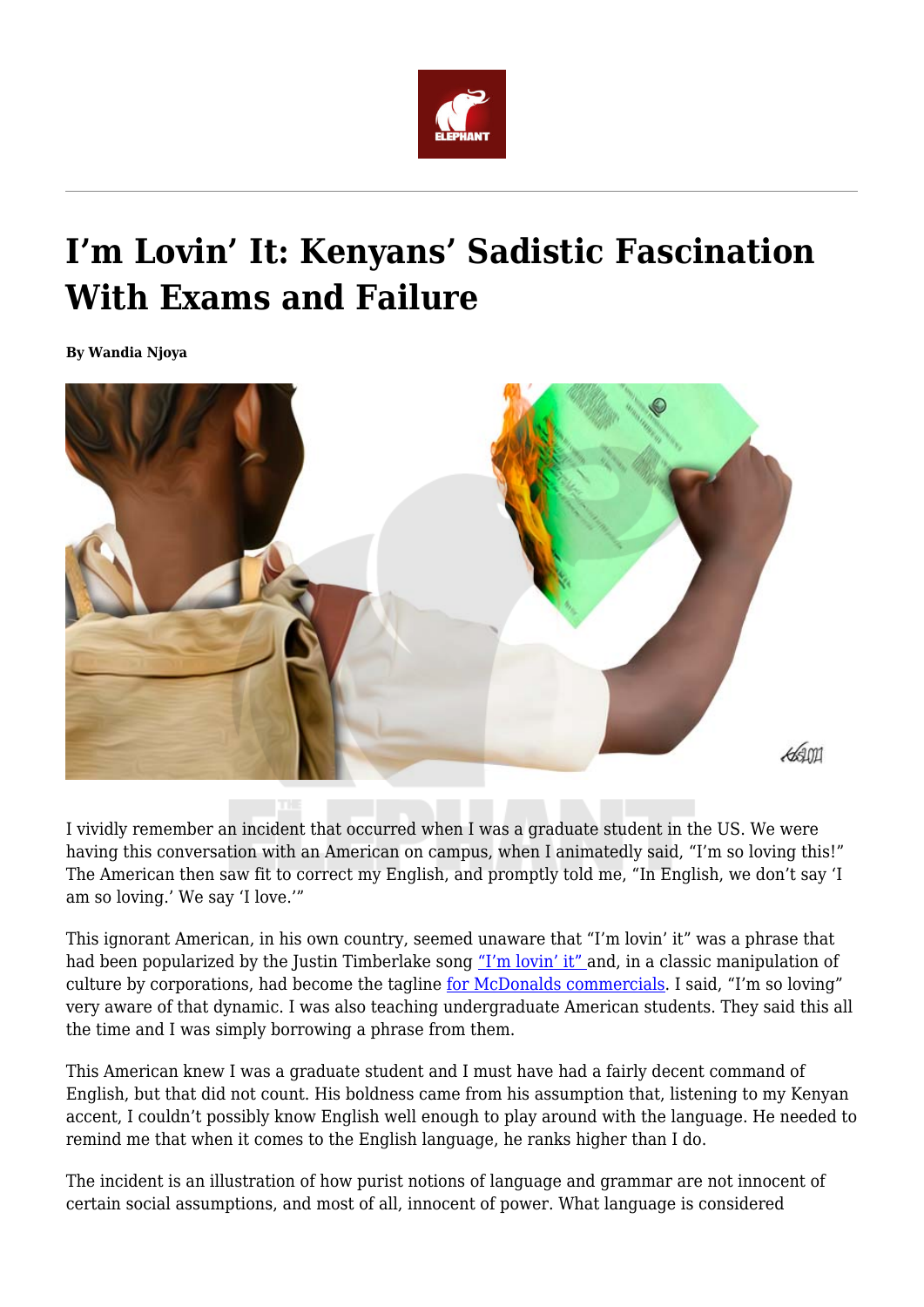# I'm Lovin' It: Kenyans' Sadistic Fascination With Exams and Failure

**By Wandia Njoya**

I vividly remember an incident that occurred when I was a graduate student in the US. We were having this conversation with an American on campus, when I animatedly said, "I'm so loving this!" The American then saw fit to correct my English, and promptly told me, "In English, we don't say 'I am so loving.' We say 'I love.'"

This ignorant American, in his own country, seemed unaware that "I'm lovin' it" was a phrase that had been popularized by the Justin Timberlake song "I'm lovin' it" and, in a classic manipulation of culture by corporations, had become the tagline for McDonalds commercials. I said, "I'm so loving" very aware of that dynamic. I was also teaching undergraduate American students. They said this all the time and I was simply borrowing a phrase from them.

This American knew I was a graduate student and I must have had a fairly decent command of English, but that did not count. His boldness came from his assumption that, listening to my Kenyan accent, I couldn't possibly know English well enough to play around with the language. He needed to remind me that when it comes to the English language, he ranks higher than I do.

The incident is an illustration of how purist notions of language and grammar are not innocent of certain social assumptions, and most of all, innocent of power. What language is considered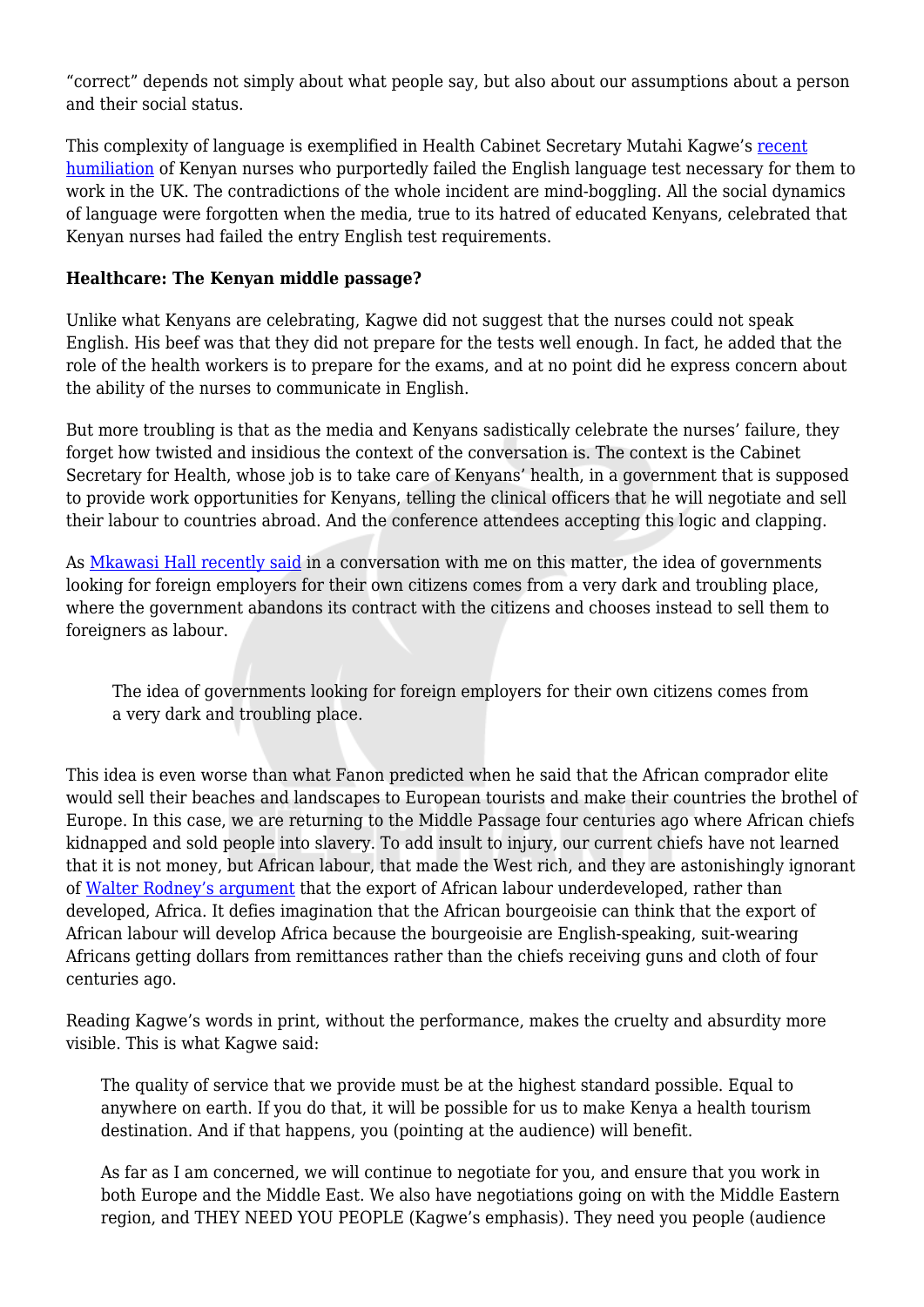"correct" depends not simply about what people say, but also about our assumptions about a person and their social status.

This complexity of language is exemplified in Health Cabinet Secretary Mutahi Kagwe's [recent humiliation](#) of Kenyan nurses who purportedly failed the English language test necessary for them to work in the UK. The contradictions of the whole incident are mind-boggling. All the social dynamics of language were forgotten when the media, true to its hatred of educated Kenyans, celebrated that Kenyan nurses had failed the entry English test requirements.

**Healthcare: The Kenyan middle passage?**

Unlike what Kenyans are celebrating, Kagwe did not suggest that the nurses could not speak English. His beef was that they did not prepare for the tests well enough. In fact, he added that the role of the health workers is to prepare for the exams, and at no point did he express concern about the ability of the nurses to communicate in English.

But more troubling is that as the media and Kenyans sadistically celebrate the nurses' failure, they forget how twisted and insidious the context of the conversation is. The context is the Cabinet Secretary for Health, whose job is to take care of Kenyans' health, in a government that is supposed to provide work opportunities for Kenyans, telling the clinical officers that he will negotiate and sell their labour to countries abroad. And the conference attendees accepting this logic and clapping.

As [Mkawasi Hall recently said](#) in a conversation with me on this matter, the idea of governments looking for foreign employers for their own citizens comes from a very dark and troubling place, where the government abandons its contract with the citizens and chooses instead to sell them to foreigners as labour.

> The idea of governments looking for foreign employers for their own citizens comes from a very dark and troubling place.

This idea is even worse than what Fanon predicted when he said that the African comprador elite would sell their beaches and landscapes to European tourists and make their countries the brothel of Europe. In this case, we are returning to the Middle Passage four centuries ago where African chiefs kidnapped and sold people into slavery. To add insult to injury, our current chiefs have not learned that it is not money, but African labour, that made the West rich, and they are astonishingly ignorant of [Walter Rodney's argument](#) that the export of African labour underdeveloped, rather than developed, Africa. It defies imagination that the African bourgeoisie can think that the export of African labour will develop Africa because the bourgeoisie are English-speaking, suit-wearing Africans getting dollars from remittances rather than the chiefs receiving guns and cloth of four centuries ago.

Reading Kagwe's words in print, without the performance, makes the cruelty and absurdity more visible. This is what Kagwe said:

> The quality of service that we provide must be at the highest standard possible. Equal to anywhere on earth. If you do that, it will be possible for us to make Kenya a health tourism destination. And if that happens, you (pointing at the audience) will benefit.
>
> As far as I am concerned, we will continue to negotiate for you, and ensure that you work in both Europe and the Middle East. We also have negotiations going on with the Middle Eastern region, and THEY NEED YOU PEOPLE (Kagwe's emphasis). They need you people (audience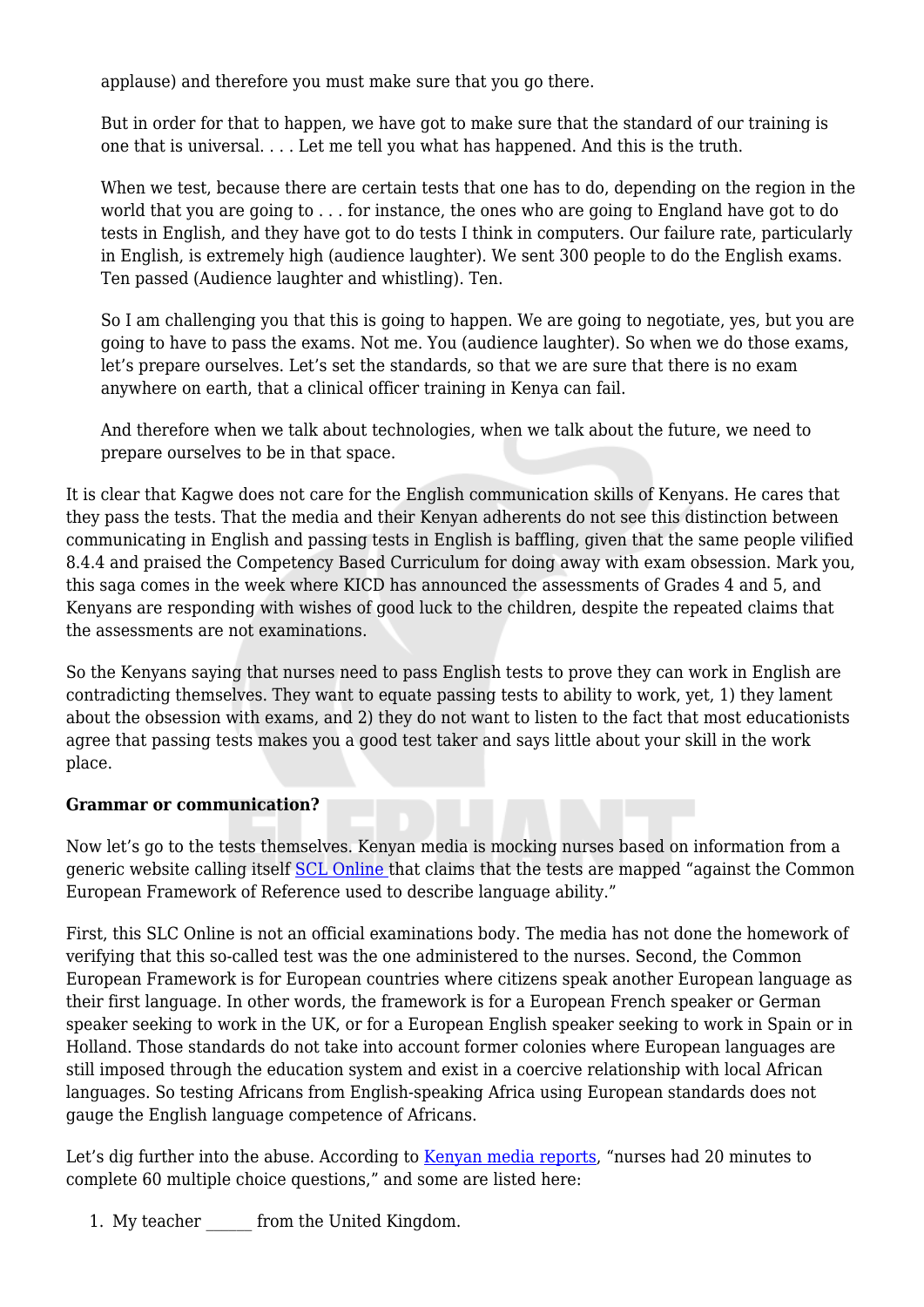applause) and therefore you must make sure that you go there.

> But in order for that to happen, we have got to make sure that the standard of our training is one that is universal. . . . Let me tell you what has happened. And this is the truth.
>
> When we test, because there are certain tests that one has to do, depending on the region in the world that you are going to . . . for instance, the ones who are going to England have got to do tests in English, and they have got to do tests I think in computers. Our failure rate, particularly in English, is extremely high (audience laughter). We sent 300 people to do the English exams. Ten passed (Audience laughter and whistling). Ten.
>
> So I am challenging you that this is going to happen. We are going to negotiate, yes, but you are going to have to pass the exams. Not me. You (audience laughter). So when we do those exams, let's prepare ourselves. Let's set the standards, so that we are sure that there is no exam anywhere on earth, that a clinical officer training in Kenya can fail.
>
> And therefore when we talk about technologies, when we talk about the future, we need to prepare ourselves to be in that space.

It is clear that Kagwe does not care for the English communication skills of Kenyans. He cares that they pass the tests. That the media and their Kenyan adherents do not see this distinction between communicating in English and passing tests in English is baffling, given that the same people vilified 8.4.4 and praised the Competency Based Curriculum for doing away with exam obsession. Mark you, this saga comes in the week where KICD has announced the assessments of Grades 4 and 5, and Kenyans are responding with wishes of good luck to the children, despite the repeated claims that the assessments are not examinations.

So the Kenyans saying that nurses need to pass English tests to prove they can work in English are contradicting themselves. They want to equate passing tests to ability to work, yet, 1) they lament about the obsession with exams, and 2) they do not want to listen to the fact that most educationists agree that passing tests makes you a good test taker and says little about your skill in the work place.

**Grammar or communication?**

Now let's go to the tests themselves. Kenyan media is mocking nurses based on information from a generic website calling itself SCL Online that claims that the tests are mapped "against the Common European Framework of Reference used to describe language ability."

First, this SLC Online is not an official examinations body. The media has not done the homework of verifying that this so-called test was the one administered to the nurses. Second, the Common European Framework is for European countries where citizens speak another European language as their first language. In other words, the framework is for a European French speaker or German speaker seeking to work in the UK, or for a European English speaker seeking to work in Spain or in Holland. Those standards do not take into account former colonies where European languages are still imposed through the education system and exist in a coercive relationship with local African languages. So testing Africans from English-speaking Africa using European standards does not gauge the English language competence of Africans.

Let's dig further into the abuse. According to Kenyan media reports, "nurses had 20 minutes to complete 60 multiple choice questions," and some are listed here:

1. My teacher ______ from the United Kingdom.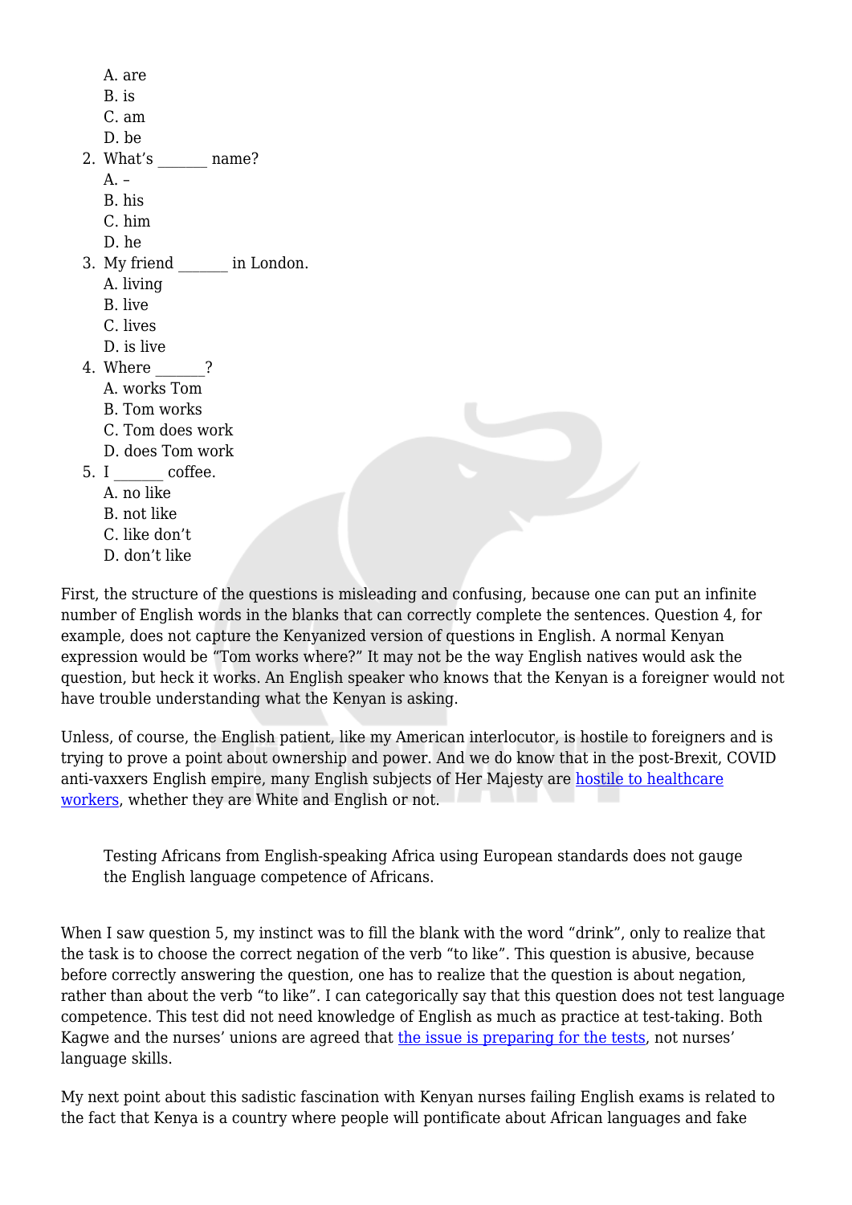A. are
   B. is
   C. am
   D. be

2. What's _______ name?
   A. –
   B. his
   C. him
   D. he
3. My friend _______ in London.
   A. living
   B. live
   C. lives
   D. is live
4. Where _______?
   A. works Tom
   B. Tom works
   C. Tom does work
   D. does Tom work
5. I _______ coffee.
   A. no like
   B. not like
   C. like don't
   D. don't like

First, the structure of the questions is misleading and confusing, because one can put an infinite number of English words in the blanks that can correctly complete the sentences. Question 4, for example, does not capture the Kenyanized version of questions in English. A normal Kenyan expression would be "Tom works where?" It may not be the way English natives would ask the question, but heck it works. An English speaker who knows that the Kenyan is a foreigner would not have trouble understanding what the Kenyan is asking.

Unless, of course, the English patient, like my American interlocutor, is hostile to foreigners and is trying to prove a point about ownership and power. And we do know that in the post-Brexit, COVID anti-vaxxers English empire, many English subjects of Her Majesty are hostile to healthcare workers, whether they are White and English or not.

> Testing Africans from English-speaking Africa using European standards does not gauge the English language competence of Africans.

When I saw question 5, my instinct was to fill the blank with the word "drink", only to realize that the task is to choose the correct negation of the verb "to like". This question is abusive, because before correctly answering the question, one has to realize that the question is about negation, rather than about the verb "to like". I can categorically say that this question does not test language competence. This test did not need knowledge of English as much as practice at test-taking. Both Kagwe and the nurses' unions are agreed that the issue is preparing for the tests, not nurses' language skills.

My next point about this sadistic fascination with Kenyan nurses failing English exams is related to the fact that Kenya is a country where people will pontificate about African languages and fake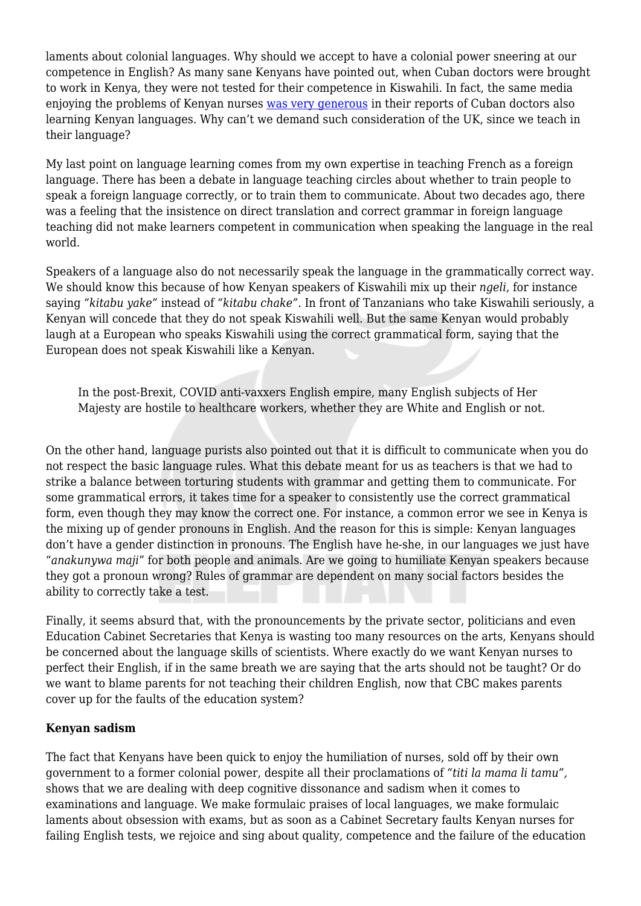laments about colonial languages. Why should we accept to have a colonial power sneering at our competence in English? As many sane Kenyans have pointed out, when Cuban doctors were brought to work in Kenya, they were not tested for their competence in Kiswahili. In fact, the same media enjoying the problems of Kenyan nurses was very generous in their reports of Cuban doctors also learning Kenyan languages. Why can't we demand such consideration of the UK, since we teach in their language?

My last point on language learning comes from my own expertise in teaching French as a foreign language. There has been a debate in language teaching circles about whether to train people to speak a foreign language correctly, or to train them to communicate. About two decades ago, there was a feeling that the insistence on direct translation and correct grammar in foreign language teaching did not make learners competent in communication when speaking the language in the real world.

Speakers of a language also do not necessarily speak the language in the grammatically correct way. We should know this because of how Kenyan speakers of Kiswahili mix up their *ngeli*, for instance saying *"kitabu yake"* instead of *"kitabu chake"*. In front of Tanzanians who take Kiswahili seriously, a Kenyan will concede that they do not speak Kiswahili well. But the same Kenyan would probably laugh at a European who speaks Kiswahili using the correct grammatical form, saying that the European does not speak Kiswahili like a Kenyan.

> In the post-Brexit, COVID anti-vaxxers English empire, many English subjects of Her Majesty are hostile to healthcare workers, whether they are White and English or not.

On the other hand, language purists also pointed out that it is difficult to communicate when you do not respect the basic language rules. What this debate meant for us as teachers is that we had to strike a balance between torturing students with grammar and getting them to communicate. For some grammatical errors, it takes time for a speaker to consistently use the correct grammatical form, even though they may know the correct one. For instance, a common error we see in Kenya is the mixing up of gender pronouns in English. And the reason for this is simple: Kenyan languages don't have a gender distinction in pronouns. The English have he-she, in our languages we just have "*anakunywa maji*" for both people and animals. Are we going to humiliate Kenyan speakers because they got a pronoun wrong? Rules of grammar are dependent on many social factors besides the ability to correctly take a test.

Finally, it seems absurd that, with the pronouncements by the private sector, politicians and even Education Cabinet Secretaries that Kenya is wasting too many resources on the arts, Kenyans should be concerned about the language skills of scientists. Where exactly do we want Kenyan nurses to perfect their English, if in the same breath we are saying that the arts should not be taught? Or do we want to blame parents for not teaching their children English, now that CBC makes parents cover up for the faults of the education system?

**Kenyan sadism**

The fact that Kenyans have been quick to enjoy the humiliation of nurses, sold off by their own government to a former colonial power, despite all their proclamations of *"titi la mama li tamu"*, shows that we are dealing with deep cognitive dissonance and sadism when it comes to examinations and language. We make formulaic praises of local languages, we make formulaic laments about obsession with exams, but as soon as a Cabinet Secretary faults Kenyan nurses for failing English tests, we rejoice and sing about quality, competence and the failure of the education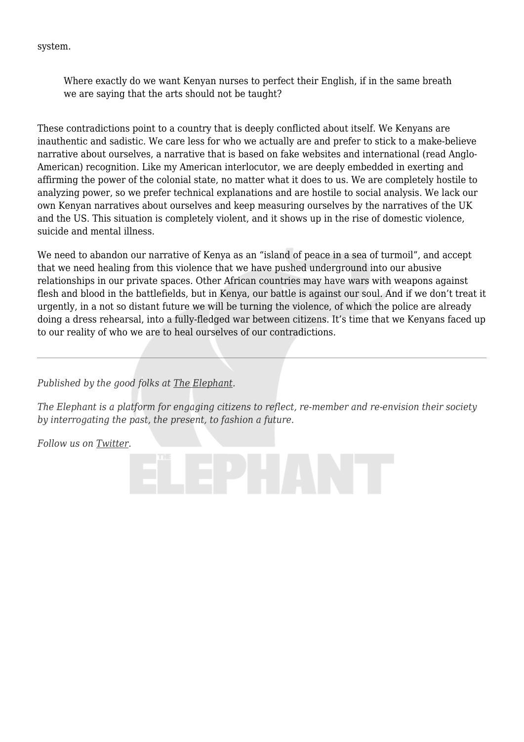system.

> Where exactly do we want Kenyan nurses to perfect their English, if in the same breath we are saying that the arts should not be taught?

These contradictions point to a country that is deeply conflicted about itself. We Kenyans are inauthentic and sadistic. We care less for who we actually are and prefer to stick to a make-believe narrative about ourselves, a narrative that is based on fake websites and international (read Anglo-American) recognition. Like my American interlocutor, we are deeply embedded in exerting and affirming the power of the colonial state, no matter what it does to us. We are completely hostile to analyzing power, so we prefer technical explanations and are hostile to social analysis. We lack our own Kenyan narratives about ourselves and keep measuring ourselves by the narratives of the UK and the US. This situation is completely violent, and it shows up in the rise of domestic violence, suicide and mental illness.

We need to abandon our narrative of Kenya as an "island of peace in a sea of turmoil", and accept that we need healing from this violence that we have pushed underground into our abusive relationships in our private spaces. Other African countries may have wars with weapons against flesh and blood in the battlefields, but in Kenya, our battle is against our soul. And if we don't treat it urgently, in a not so distant future we will be turning the violence, of which the police are already doing a dress rehearsal, into a fully-fledged war between citizens. It's time that we Kenyans faced up to our reality of who we are to heal ourselves of our contradictions.

---

*Published by the good folks at The Elephant.*

*The Elephant is a platform for engaging citizens to reflect, re-member and re-envision their society by interrogating the past, the present, to fashion a future.*

*Follow us on Twitter.*